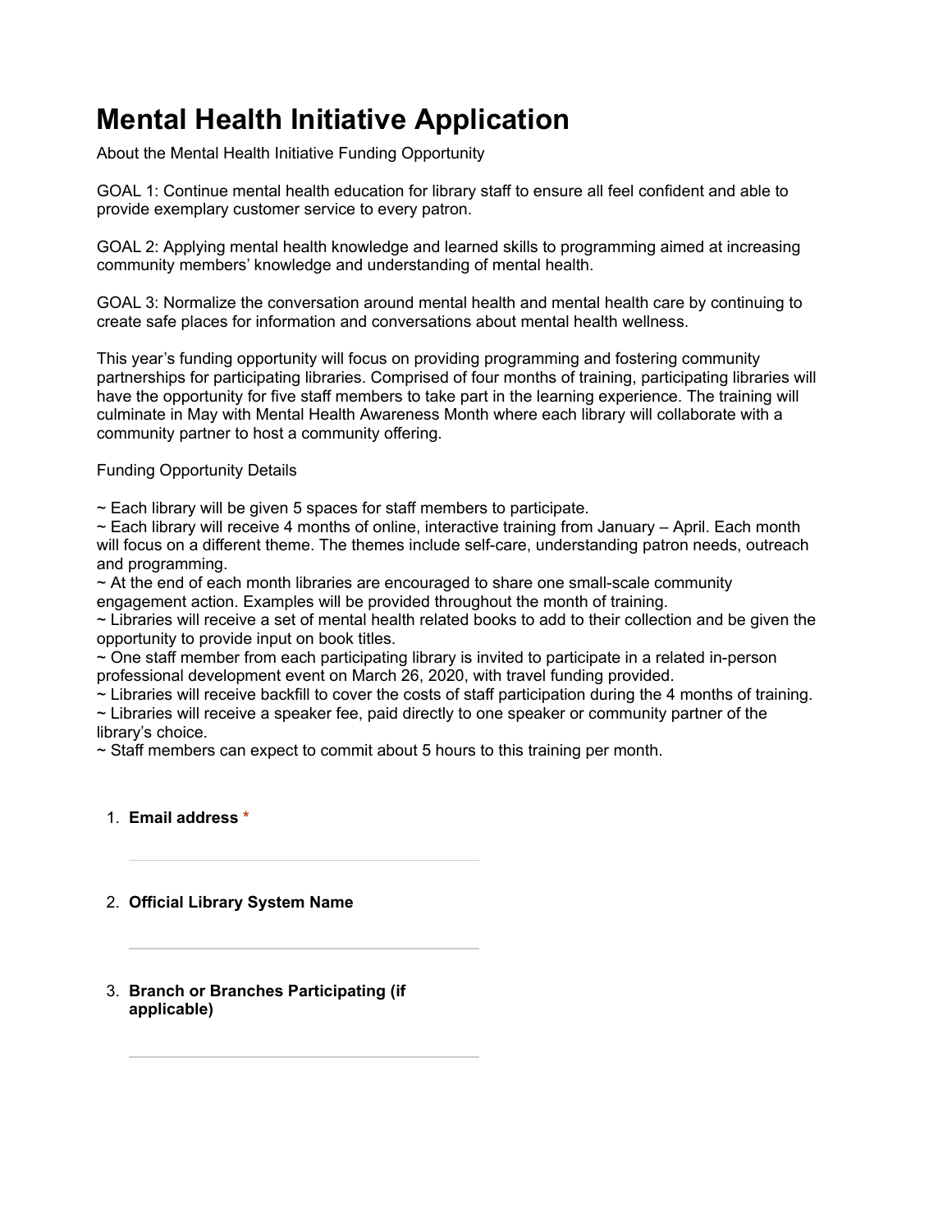# Mental Health Initiative Application

About the Mental Health Initiative Funding Opportunity

GOAL 1: Continue mental health education for library staff to ensure all feel confident and able to provide exemplary customer service to every patron.

GOAL 2: Applying mental health knowledge and learned skills to programming aimed at increasing community members' knowledge and understanding of mental health.

GOAL 3: Normalize the conversation around mental health and mental health care by continuing to create safe places for information and conversations about mental health wellness.

This year's funding opportunity will focus on providing programming and fostering community partnerships for participating libraries. Comprised of four months of training, participating libraries will have the opportunity for five staff members to take part in the learning experience. The training will culminate in May with Mental Health Awareness Month where each library will collaborate with a community partner to host a community offering.

Funding Opportunity Details

~ Each library will be given 5 spaces for staff members to participate.
~ Each library will receive 4 months of online, interactive training from January – April. Each month will focus on a different theme. The themes include self-care, understanding patron needs, outreach and programming.
~ At the end of each month libraries are encouraged to share one small-scale community engagement action. Examples will be provided throughout the month of training.
~ Libraries will receive a set of mental health related books to add to their collection and be given the opportunity to provide input on book titles.
~ One staff member from each participating library is invited to participate in a related in-person professional development event on March 26, 2020, with travel funding provided.
~ Libraries will receive backfill to cover the costs of staff participation during the 4 months of training.
~ Libraries will receive a speaker fee, paid directly to one speaker or community partner of the library's choice.
~ Staff members can expect to commit about 5 hours to this training per month.

1. **Email address** *

2. **Official Library System Name**

3. **Branch or Branches Participating (if applicable)**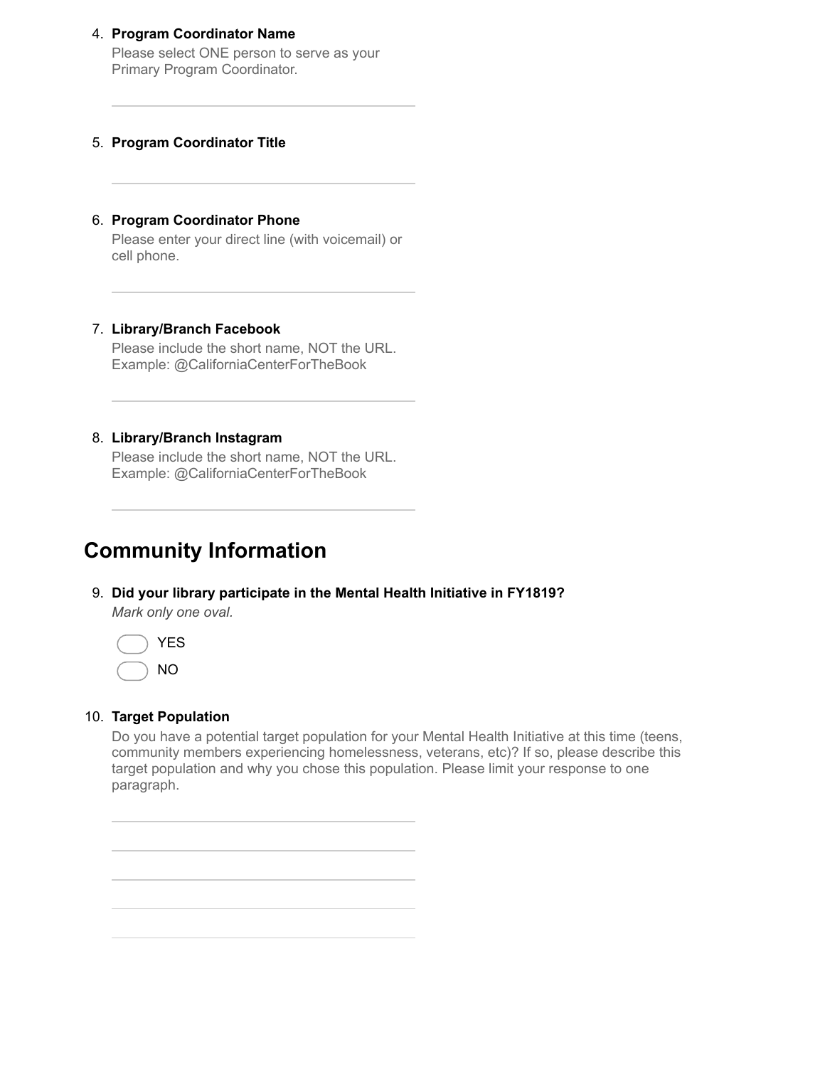4. **Program Coordinator Name**
   Please select ONE person to serve as your Primary Program Coordinator.

   \_\_\_\_\_\_\_\_\_\_\_\_\_\_\_\_\_\_\_\_\_\_\_\_\_\_\_\_\_\_\_\_\_\_

5. **Program Coordinator Title**

   \_\_\_\_\_\_\_\_\_\_\_\_\_\_\_\_\_\_\_\_\_\_\_\_\_\_\_\_\_\_\_\_\_\_

6. **Program Coordinator Phone**
   Please enter your direct line (with voicemail) or cell phone.

   \_\_\_\_\_\_\_\_\_\_\_\_\_\_\_\_\_\_\_\_\_\_\_\_\_\_\_\_\_\_\_\_\_\_

7. **Library/Branch Facebook**
   Please include the short name, NOT the URL. Example: @CaliforniaCenterForTheBook

   \_\_\_\_\_\_\_\_\_\_\_\_\_\_\_\_\_\_\_\_\_\_\_\_\_\_\_\_\_\_\_\_\_\_

8. **Library/Branch Instagram**
   Please include the short name, NOT the URL. Example: @CaliforniaCenterForTheBook

   \_\_\_\_\_\_\_\_\_\_\_\_\_\_\_\_\_\_\_\_\_\_\_\_\_\_\_\_\_\_\_\_\_\_

## Community Information

9. **Did your library participate in the Mental Health Initiative in FY1819?**
   *Mark only one oval.*

   - ( ) YES
   - ( ) NO

10. **Target Population**
    Do you have a potential target population for your Mental Health Initiative at this time (teens, community members experiencing homelessness, veterans, etc)? If so, please describe this target population and why you chose this population. Please limit your response to one paragraph.

    \_\_\_\_\_\_\_\_\_\_\_\_\_\_\_\_\_\_\_\_\_\_\_\_\_\_\_\_\_\_\_\_\_\_

    \_\_\_\_\_\_\_\_\_\_\_\_\_\_\_\_\_\_\_\_\_\_\_\_\_\_\_\_\_\_\_\_\_\_

    \_\_\_\_\_\_\_\_\_\_\_\_\_\_\_\_\_\_\_\_\_\_\_\_\_\_\_\_\_\_\_\_\_\_

    \_\_\_\_\_\_\_\_\_\_\_\_\_\_\_\_\_\_\_\_\_\_\_\_\_\_\_\_\_\_\_\_\_\_

    \_\_\_\_\_\_\_\_\_\_\_\_\_\_\_\_\_\_\_\_\_\_\_\_\_\_\_\_\_\_\_\_\_\_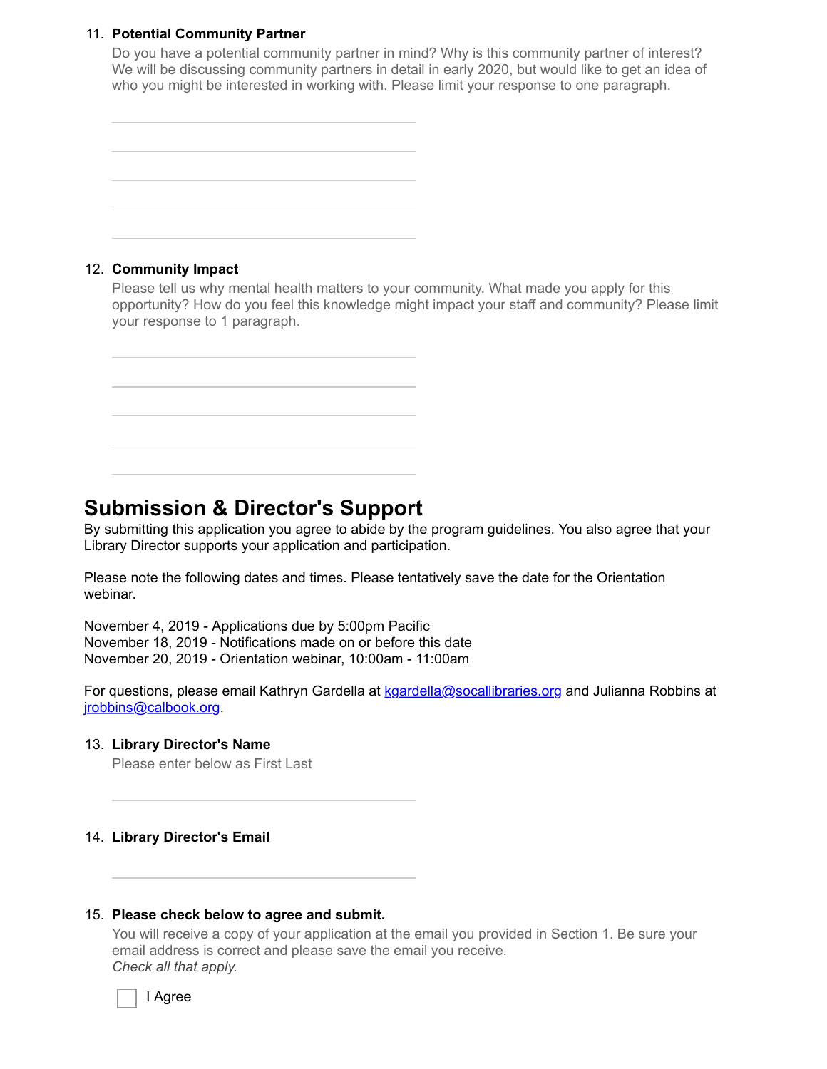11. **Potential Community Partner**

    Do you have a potential community partner in mind? Why is this community partner of interest? We will be discussing community partners in detail in early 2020, but would like to get an idea of who you might be interested in working with. Please limit your response to one paragraph.

    ______________________________
    ______________________________
    ______________________________
    ______________________________
    ______________________________

12. **Community Impact**

    Please tell us why mental health matters to your community. What made you apply for this opportunity? How do you feel this knowledge might impact your staff and community? Please limit your response to 1 paragraph.

    ______________________________
    ______________________________
    ______________________________
    ______________________________
    ______________________________

## Submission & Director's Support

By submitting this application you agree to abide by the program guidelines. You also agree that your Library Director supports your application and participation.

Please note the following dates and times. Please tentatively save the date for the Orientation webinar.

November 4, 2019 - Applications due by 5:00pm Pacific
November 18, 2019 - Notifications made on or before this date
November 20, 2019 - Orientation webinar, 10:00am - 11:00am

For questions, please email Kathryn Gardella at kgardella@socallibraries.org and Julianna Robbins at jrobbins@calbook.org.

13. **Library Director's Name**

    Please enter below as First Last

    ______________________________

14. **Library Director's Email**

    ______________________________

15. **Please check below to agree and submit.**

    You will receive a copy of your application at the email you provided in Section 1. Be sure your email address is correct and please save the email you receive.

    *Check all that apply.*

    ☐ I Agree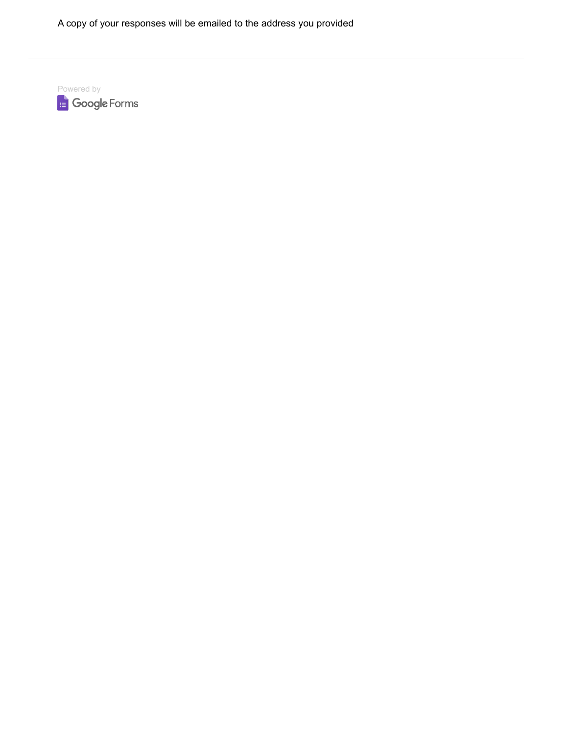A copy of your responses will be emailed to the address you provided

---

Powered by

Google Forms